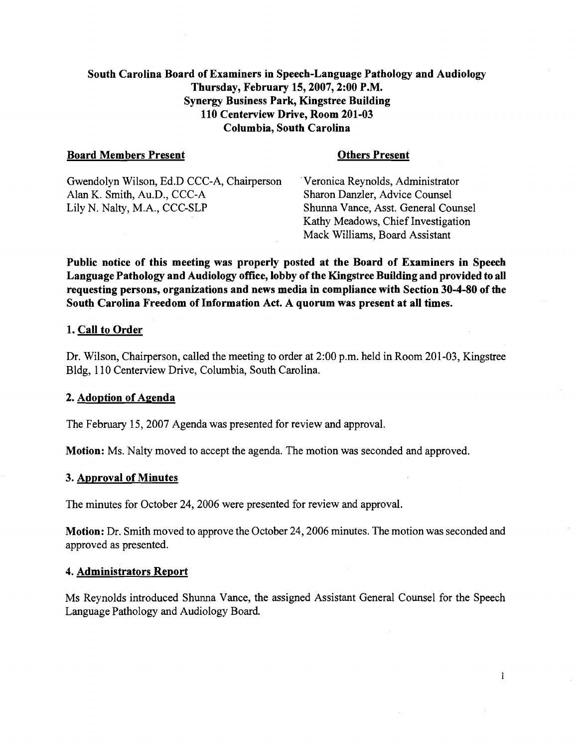**South Carolina Board of Examiners in Speech-Language Pathology and Audiology**
**Thursday, February 15, 2007, 2:00 P.M.**
**Synergy Business Park, Kingstree Building**
**110 Centerview Drive, Room 201-03**
**Columbia, South Carolina**

**Board Members Present**

Gwendolyn Wilson, Ed.D CCC-A, Chairperson
Alan K. Smith, Au.D., CCC-A
Lily N. Nalty, M.A., CCC-SLP

**Others Present**

Veronica Reynolds, Administrator
Sharon Danzler, Advice Counsel
Shunna Vance, Asst. General Counsel
Kathy Meadows, Chief Investigation
Mack Williams, Board Assistant

**Public notice of this meeting was properly posted at the Board of Examiners in Speech Language Pathology and Audiology office, lobby of the Kingstree Building and provided to all requesting persons, organizations and news media in compliance with Section 30-4-80 of the South Carolina Freedom of Information Act. A quorum was present at all times.**

## 1. Call to Order

Dr. Wilson, Chairperson, called the meeting to order at 2:00 p.m. held in Room 201-03, Kingstree Bldg, 110 Centerview Drive, Columbia, South Carolina.

## 2. Adoption of Agenda

The February 15, 2007 Agenda was presented for review and approval.

**Motion:** Ms. Nalty moved to accept the agenda. The motion was seconded and approved.

## 3. Approval of Minutes

The minutes for October 24, 2006 were presented for review and approval.

**Motion:** Dr. Smith moved to approve the October 24, 2006 minutes. The motion was seconded and approved as presented.

## 4. Administrators Report

Ms Reynolds introduced Shunna Vance, the assigned Assistant General Counsel for the Speech Language Pathology and Audiology Board.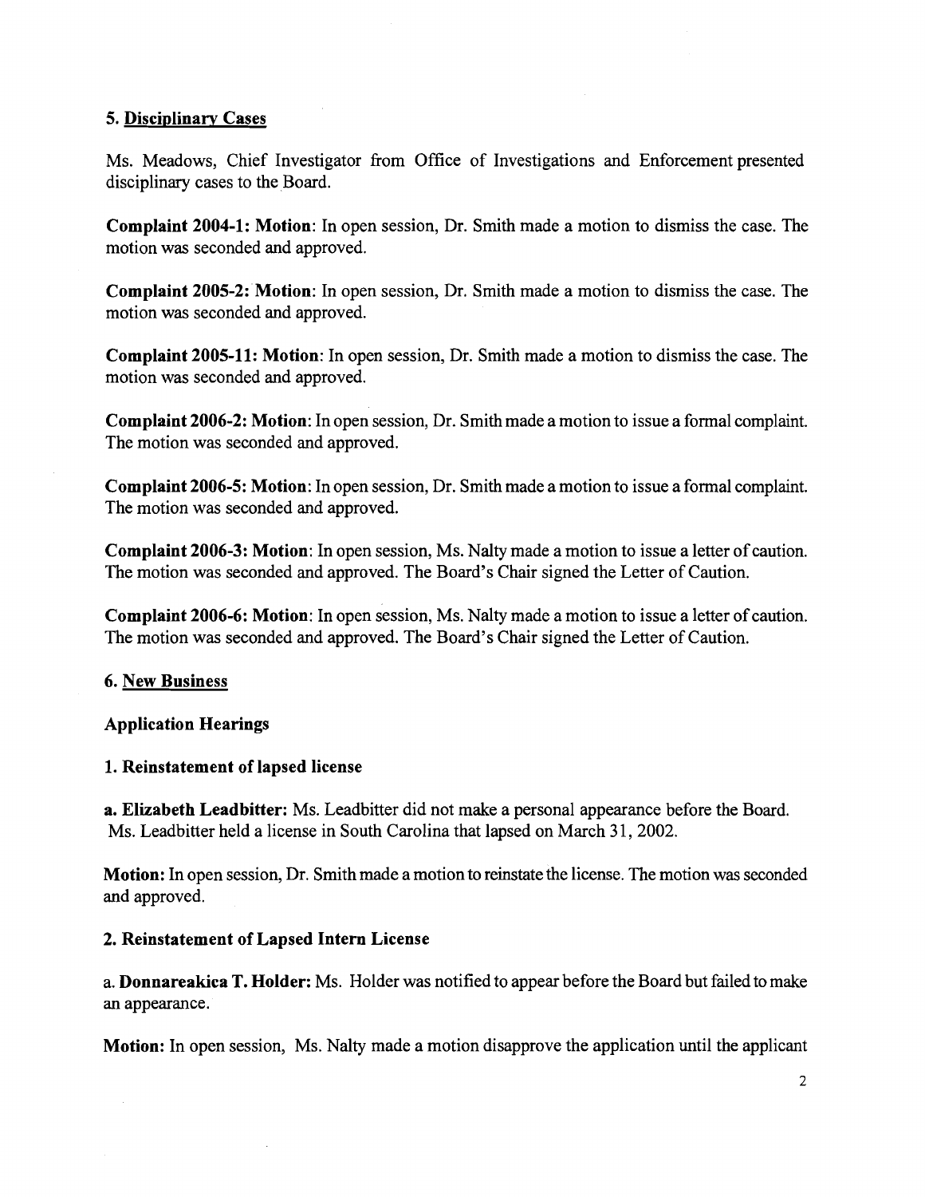### 5. Disciplinary Cases

Ms. Meadows, Chief Investigator from Office of Investigations and Enforcement presented disciplinary cases to the Board.

**Complaint 2004-1: Motion**: In open session, Dr. Smith made a motion to dismiss the case. The motion was seconded and approved.

**Complaint 2005-2: Motion**: In open session, Dr. Smith made a motion to dismiss the case. The motion was seconded and approved.

**Complaint 2005-11: Motion**: In open session, Dr. Smith made a motion to dismiss the case. The motion was seconded and approved.

**Complaint 2006-2: Motion**: In open session, Dr. Smith made a motion to issue a formal complaint. The motion was seconded and approved.

**Complaint 2006-5: Motion**: In open session, Dr. Smith made a motion to issue a formal complaint. The motion was seconded and approved.

**Complaint 2006-3: Motion**: In open session, Ms. Nalty made a motion to issue a letter of caution. The motion was seconded and approved. The Board's Chair signed the Letter of Caution.

**Complaint 2006-6: Motion**: In open session, Ms. Nalty made a motion to issue a letter of caution. The motion was seconded and approved. The Board's Chair signed the Letter of Caution.

### 6. New Business

**Application Hearings**

**1. Reinstatement of lapsed license**

**a. Elizabeth Leadbitter:** Ms. Leadbitter did not make a personal appearance before the Board. Ms. Leadbitter held a license in South Carolina that lapsed on March 31, 2002.

**Motion:** In open session, Dr. Smith made a motion to reinstate the license. The motion was seconded and approved.

**2. Reinstatement of Lapsed Intern License**

a. **Donnareakica T. Holder:** Ms. Holder was notified to appear before the Board but failed to make an appearance.

**Motion:** In open session, Ms. Nalty made a motion disapprove the application until the applicant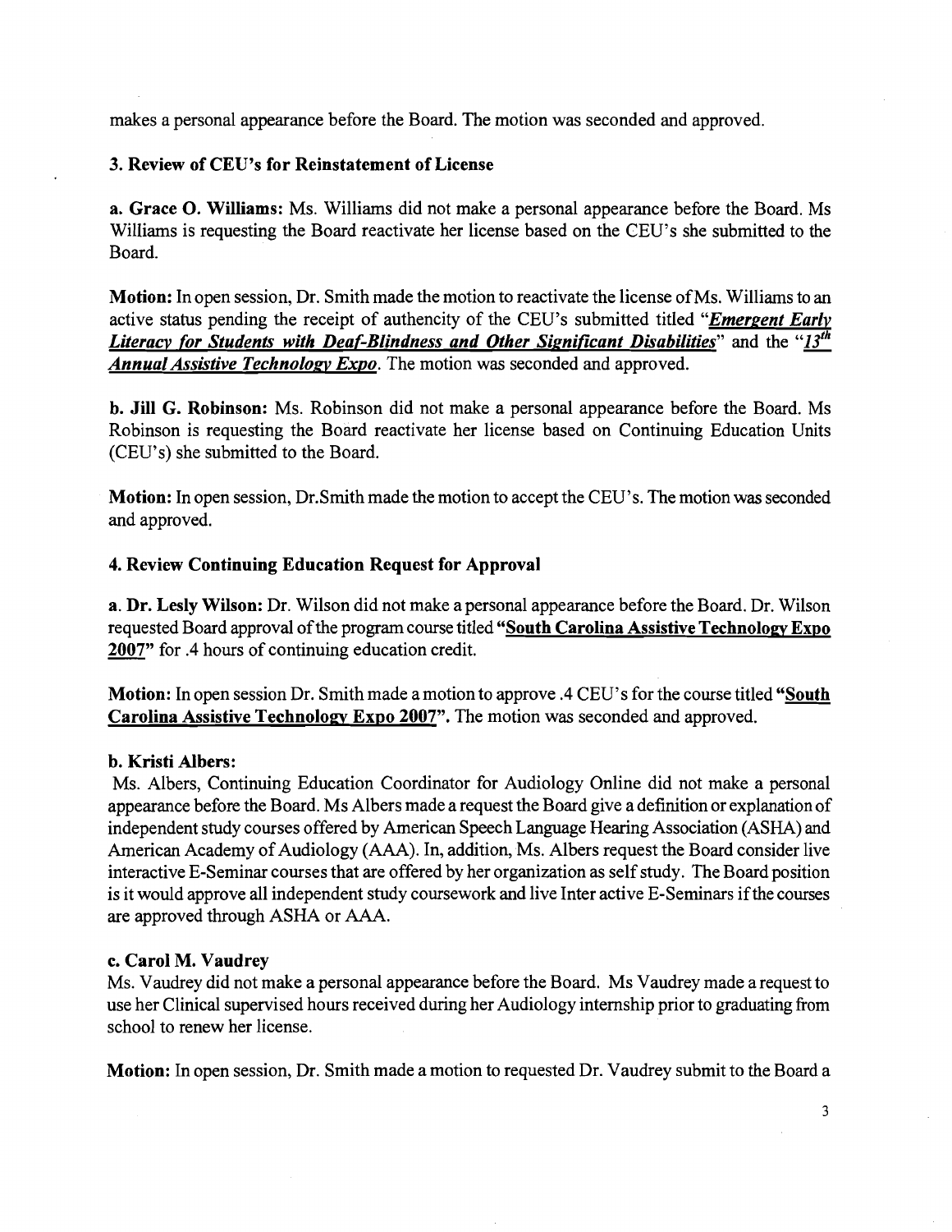makes a personal appearance before the Board. The motion was seconded and approved.

### 3. Review of CEU's for Reinstatement of License

**a. Grace O. Williams:** Ms. Williams did not make a personal appearance before the Board. Ms Williams is requesting the Board reactivate her license based on the CEU's she submitted to the Board.

**Motion:** In open session, Dr. Smith made the motion to reactivate the license of Ms. Williams to an active status pending the receipt of authencity of the CEU's submitted titled "***Emergent Early Literacy for Students with Deaf-Blindness and Other Significant Disabilities***" and the "***13th Annual Assistive Technology Expo***. The motion was seconded and approved.

**b. Jill G. Robinson:** Ms. Robinson did not make a personal appearance before the Board. Ms Robinson is requesting the Board reactivate her license based on Continuing Education Units (CEU's) she submitted to the Board.

**Motion:** In open session, Dr.Smith made the motion to accept the CEU's. The motion was seconded and approved.

### 4. Review Continuing Education Request for Approval

**a. Dr. Lesly Wilson:** Dr. Wilson did not make a personal appearance before the Board. Dr. Wilson requested Board approval of the program course titled **"South Carolina Assistive Technology Expo 2007"** for .4 hours of continuing education credit.

**Motion:** In open session Dr. Smith made a motion to approve .4 CEU's for the course titled **"South Carolina Assistive Technology Expo 2007".** The motion was seconded and approved.

**b. Kristi Albers:**

Ms. Albers, Continuing Education Coordinator for Audiology Online did not make a personal appearance before the Board. Ms Albers made a request the Board give a definition or explanation of independent study courses offered by American Speech Language Hearing Association (ASHA) and American Academy of Audiology (AAA). In, addition, Ms. Albers request the Board consider live interactive E-Seminar courses that are offered by her organization as self study. The Board position is it would approve all independent study coursework and live Inter active E-Seminars if the courses are approved through ASHA or AAA.

**c. Carol M. Vaudrey**

Ms. Vaudrey did not make a personal appearance before the Board. Ms Vaudrey made a request to use her Clinical supervised hours received during her Audiology internship prior to graduating from school to renew her license.

**Motion:** In open session, Dr. Smith made a motion to requested Dr. Vaudrey submit to the Board a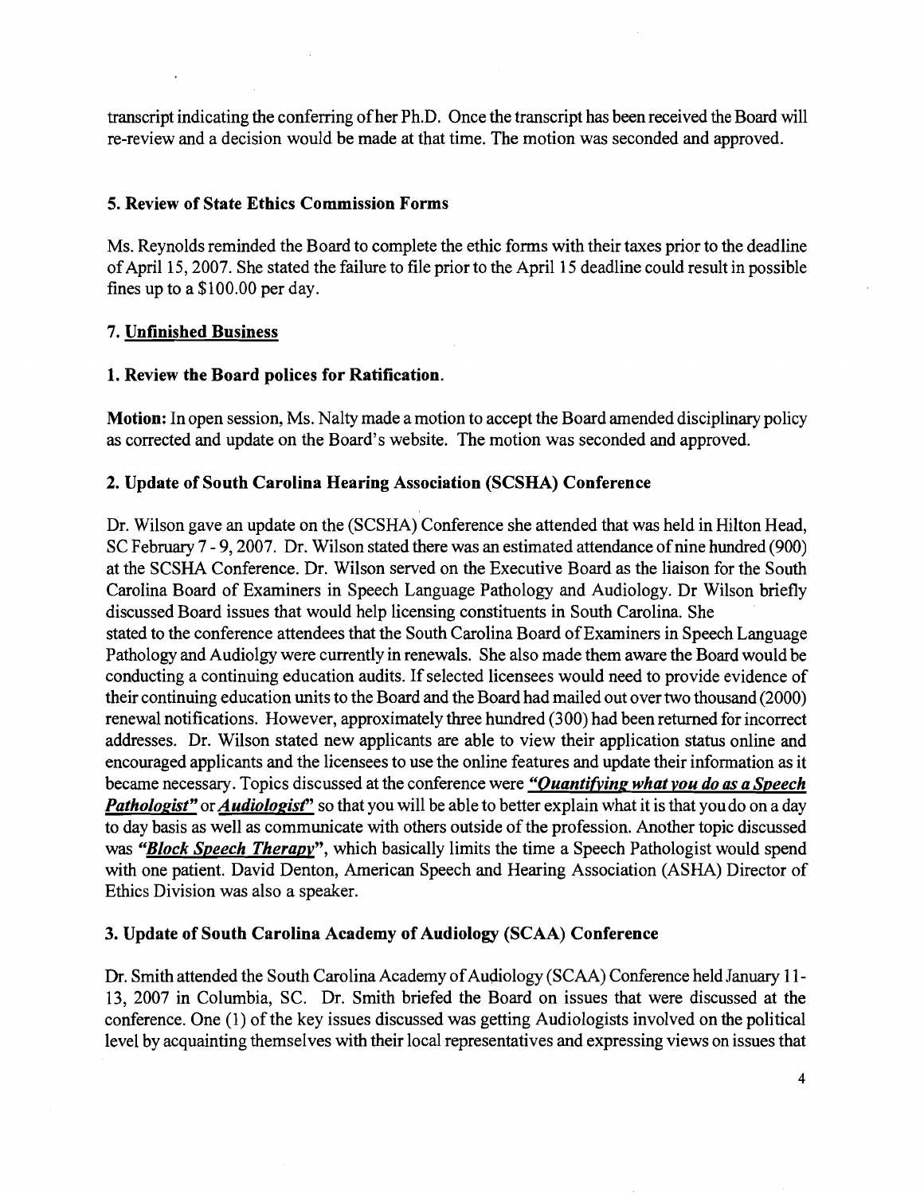transcript indicating the conferring of her Ph.D. Once the transcript has been received the Board will re-review and a decision would be made at that time. The motion was seconded and approved.

### 5. Review of State Ethics Commission Forms

Ms. Reynolds reminded the Board to complete the ethic forms with their taxes prior to the deadline of April 15, 2007. She stated the failure to file prior to the April 15 deadline could result in possible fines up to a $100.00 per day.

### 7. <u>Unfinished Business</u>

### 1. Review the Board polices for Ratification.

**Motion:** In open session, Ms. Nalty made a motion to accept the Board amended disciplinary policy as corrected and update on the Board's website. The motion was seconded and approved.

### 2. Update of South Carolina Hearing Association (SCSHA) Conference

Dr. Wilson gave an update on the (SCSHA) Conference she attended that was held in Hilton Head, SC February 7 - 9, 2007. Dr. Wilson stated there was an estimated attendance of nine hundred (900) at the SCSHA Conference. Dr. Wilson served on the Executive Board as the liaison for the South Carolina Board of Examiners in Speech Language Pathology and Audiology. Dr Wilson briefly discussed Board issues that would help licensing constituents in South Carolina. She stated to the conference attendees that the South Carolina Board of Examiners in Speech Language Pathology and Audiolgy were currently in renewals. She also made them aware the Board would be conducting a continuing education audits. If selected licensees would need to provide evidence of their continuing education units to the Board and the Board had mailed out over two thousand (2000) renewal notifications. However, approximately three hundred (300) had been returned for incorrect addresses. Dr. Wilson stated new applicants are able to view their application status online and encouraged applicants and the licensees to use the online features and update their information as it became necessary. Topics discussed at the conference were ***<u>"Quantifying what you do as a Speech Pathologist"</u>*** or ***<u>Audiologist</u>***" so that you will be able to better explain what it is that you do on a day to day basis as well as communicate with others outside of the profession. Another topic discussed was ***"<u>Block Speech Therapy</u>"***, which basically limits the time a Speech Pathologist would spend with one patient. David Denton, American Speech and Hearing Association (ASHA) Director of Ethics Division was also a speaker.

### 3. Update of South Carolina Academy of Audiology (SCAA) Conference

Dr. Smith attended the South Carolina Academy of Audiology (SCAA) Conference held January 11-13, 2007 in Columbia, SC. Dr. Smith briefed the Board on issues that were discussed at the conference. One (1) of the key issues discussed was getting Audiologists involved on the political level by acquainting themselves with their local representatives and expressing views on issues that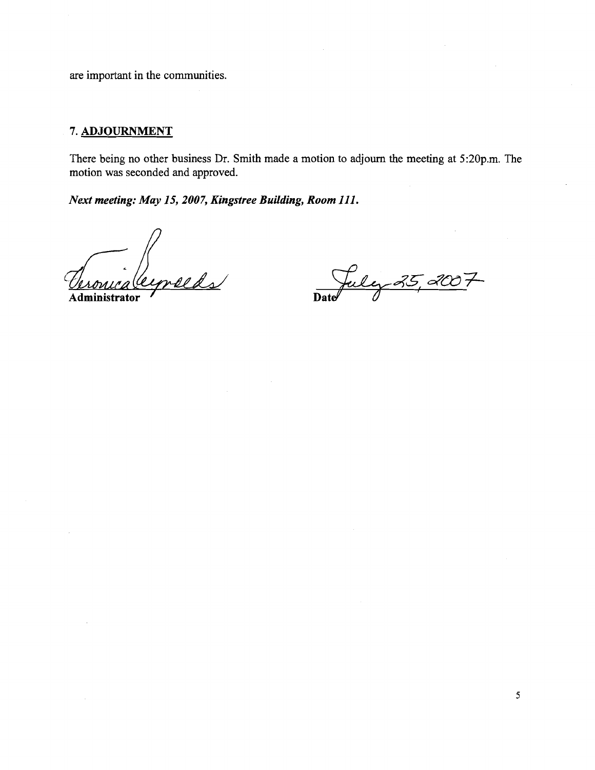are important in the communities.

## 7. ADJOURNMENT

There being no other business Dr. Smith made a motion to adjourn the meeting at 5:20p.m. The motion was seconded and approved.

***Next meeting: May 15, 2007, Kingstree Building, Room 111.***

Veronica Reynolds
**Administrator**

July 25, 2007
**Date**